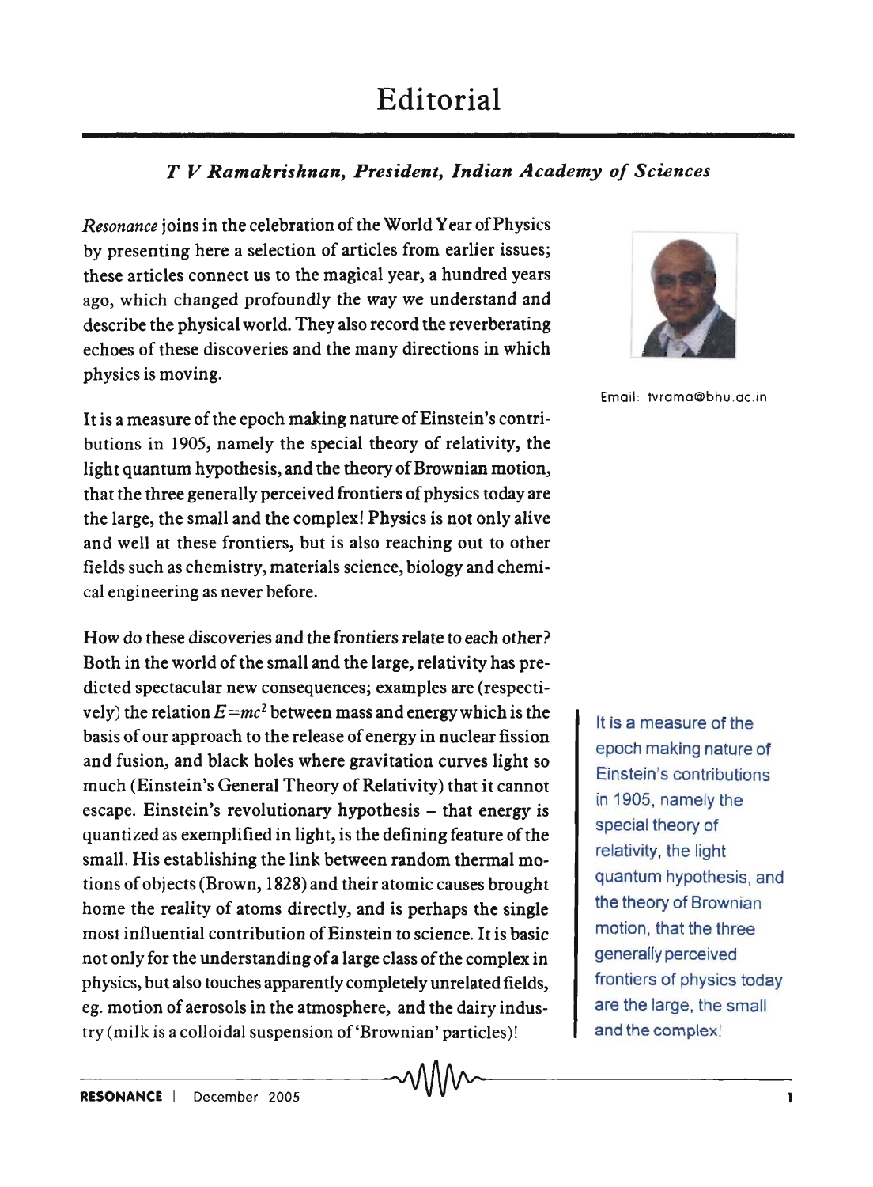# Editorial

***T V Ramakrishnan, President, Indian Academy of Sciences***

Email: tvrama@bhu.ac.in

*Resonance* joins in the celebration of the World Year of Physics by presenting here a selection of articles from earlier issues; these articles connect us to the magical year, a hundred years ago, which changed profoundly the way we understand and describe the physical world. They also record the reverberating echoes of these discoveries and the many directions in which physics is moving.

It is a measure of the epoch making nature of Einstein's contributions in 1905, namely the special theory of relativity, the light quantum hypothesis, and the theory of Brownian motion, that the three generally perceived frontiers of physics today are the large, the small and the complex! Physics is not only alive and well at these frontiers, but is also reaching out to other fields such as chemistry, materials science, biology and chemical engineering as never before.

How do these discoveries and the frontiers relate to each other? Both in the world of the small and the large, relativity has predicted spectacular new consequences; examples are (respectively) the relation $E=mc^2$ between mass and energy which is the basis of our approach to the release of energy in nuclear fission and fusion, and black holes where gravitation curves light so much (Einstein's General Theory of Relativity) that it cannot escape. Einstein's revolutionary hypothesis – that energy is quantized as exemplified in light, is the defining feature of the small. His establishing the link between random thermal motions of objects (Brown, 1828) and their atomic causes brought home the reality of atoms directly, and is perhaps the single most influential contribution of Einstein to science. It is basic not only for the understanding of a large class of the complex in physics, but also touches apparently completely unrelated fields, eg. motion of aerosols in the atmosphere, and the dairy industry (milk is a colloidal suspension of 'Brownian' particles)!

It is a measure of the epoch making nature of Einstein's contributions in 1905, namely the special theory of relativity, the light quantum hypothesis, and the theory of Brownian motion, that the three generally perceived frontiers of physics today are the large, the small and the complex!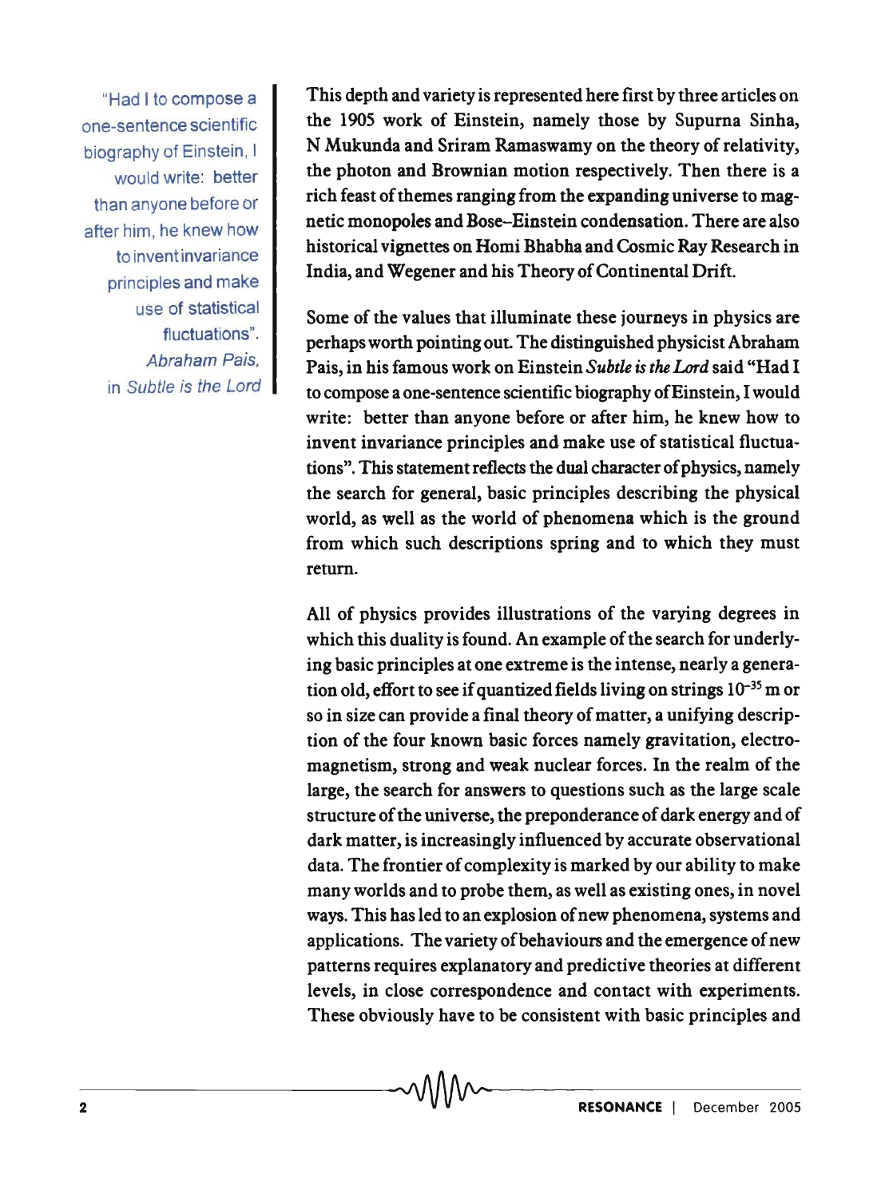"Had I to compose a one-sentence scientific biography of Einstein, I would write: better than anyone before or after him, he knew how to invent invariance principles and make use of statistical fluctuations".
*Abraham Pais, in Subtle is the Lord*

This depth and variety is represented here first by three articles on the 1905 work of Einstein, namely those by Supurna Sinha, N Mukunda and Sriram Ramaswamy on the theory of relativity, the photon and Brownian motion respectively. Then there is a rich feast of themes ranging from the expanding universe to magnetic monopoles and Bose–Einstein condensation. There are also historical vignettes on Homi Bhabha and Cosmic Ray Research in India, and Wegener and his Theory of Continental Drift.

Some of the values that illuminate these journeys in physics are perhaps worth pointing out. The distinguished physicist Abraham Pais, in his famous work on Einstein *Subtle is the Lord* said "Had I to compose a one-sentence scientific biography of Einstein, I would write: better than anyone before or after him, he knew how to invent invariance principles and make use of statistical fluctuations". This statement reflects the dual character of physics, namely the search for general, basic principles describing the physical world, as well as the world of phenomena which is the ground from which such descriptions spring and to which they must return.

All of physics provides illustrations of the varying degrees in which this duality is found. An example of the search for underlying basic principles at one extreme is the intense, nearly a generation old, effort to see if quantized fields living on strings $10^{-35}$ m or so in size can provide a final theory of matter, a unifying description of the four known basic forces namely gravitation, electromagnetism, strong and weak nuclear forces. In the realm of the large, the search for answers to questions such as the large scale structure of the universe, the preponderance of dark energy and of dark matter, is increasingly influenced by accurate observational data. The frontier of complexity is marked by our ability to make many worlds and to probe them, as well as existing ones, in novel ways. This has led to an explosion of new phenomena, systems and applications. The variety of behaviours and the emergence of new patterns requires explanatory and predictive theories at different levels, in close correspondence and contact with experiments. These obviously have to be consistent with basic principles and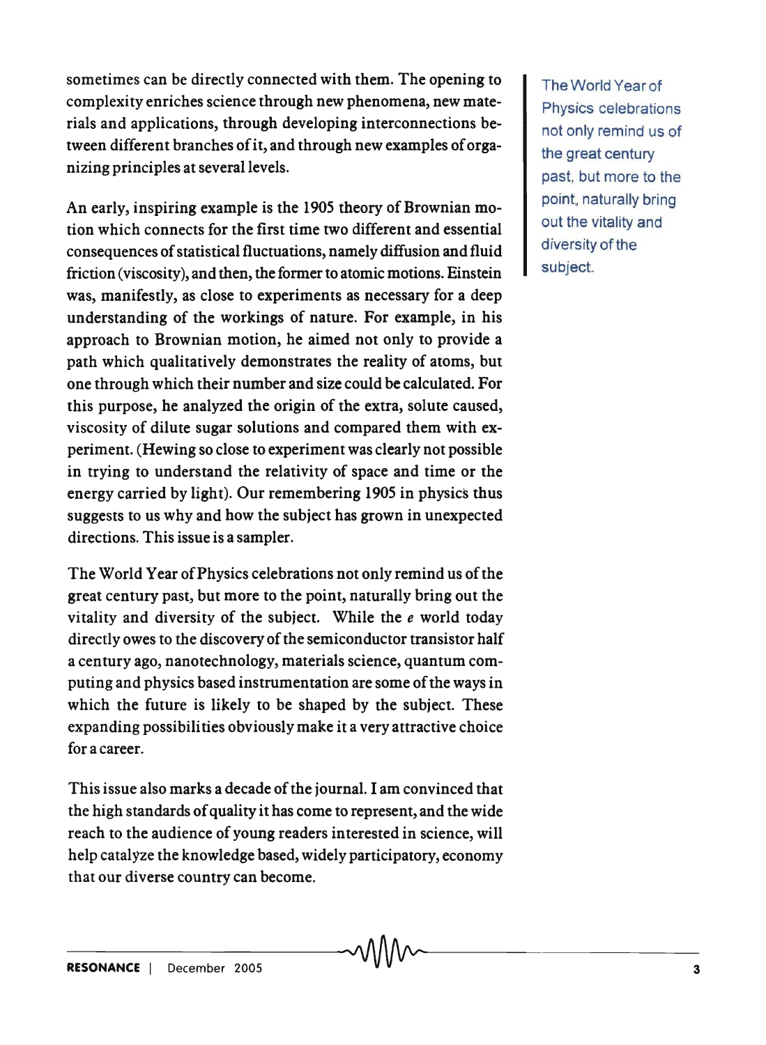sometimes can be directly connected with them. The opening to complexity enriches science through new phenomena, new materials and applications, through developing interconnections between different branches of it, and through new examples of organizing principles at several levels.

An early, inspiring example is the 1905 theory of Brownian motion which connects for the first time two different and essential consequences of statistical fluctuations, namely diffusion and fluid friction (viscosity), and then, the former to atomic motions. Einstein was, manifestly, as close to experiments as necessary for a deep understanding of the workings of nature. For example, in his approach to Brownian motion, he aimed not only to provide a path which qualitatively demonstrates the reality of atoms, but one through which their number and size could be calculated. For this purpose, he analyzed the origin of the extra, solute caused, viscosity of dilute sugar solutions and compared them with experiment. (Hewing so close to experiment was clearly not possible in trying to understand the relativity of space and time or the energy carried by light). Our remembering 1905 in physics thus suggests to us why and how the subject has grown in unexpected directions. This issue is a sampler.

The World Year of Physics celebrations not only remind us of the great century past, but more to the point, naturally bring out the vitality and diversity of the subject.

The World Year of Physics celebrations not only remind us of the great century past, but more to the point, naturally bring out the vitality and diversity of the subject. While the *e* world today directly owes to the discovery of the semiconductor transistor half a century ago, nanotechnology, materials science, quantum computing and physics based instrumentation are some of the ways in which the future is likely to be shaped by the subject. These expanding possibilities obviously make it a very attractive choice for a career.

This issue also marks a decade of the journal. I am convinced that the high standards of quality it has come to represent, and the wide reach to the audience of young readers interested in science, will help catalyze the knowledge based, widely participatory, economy that our diverse country can become.